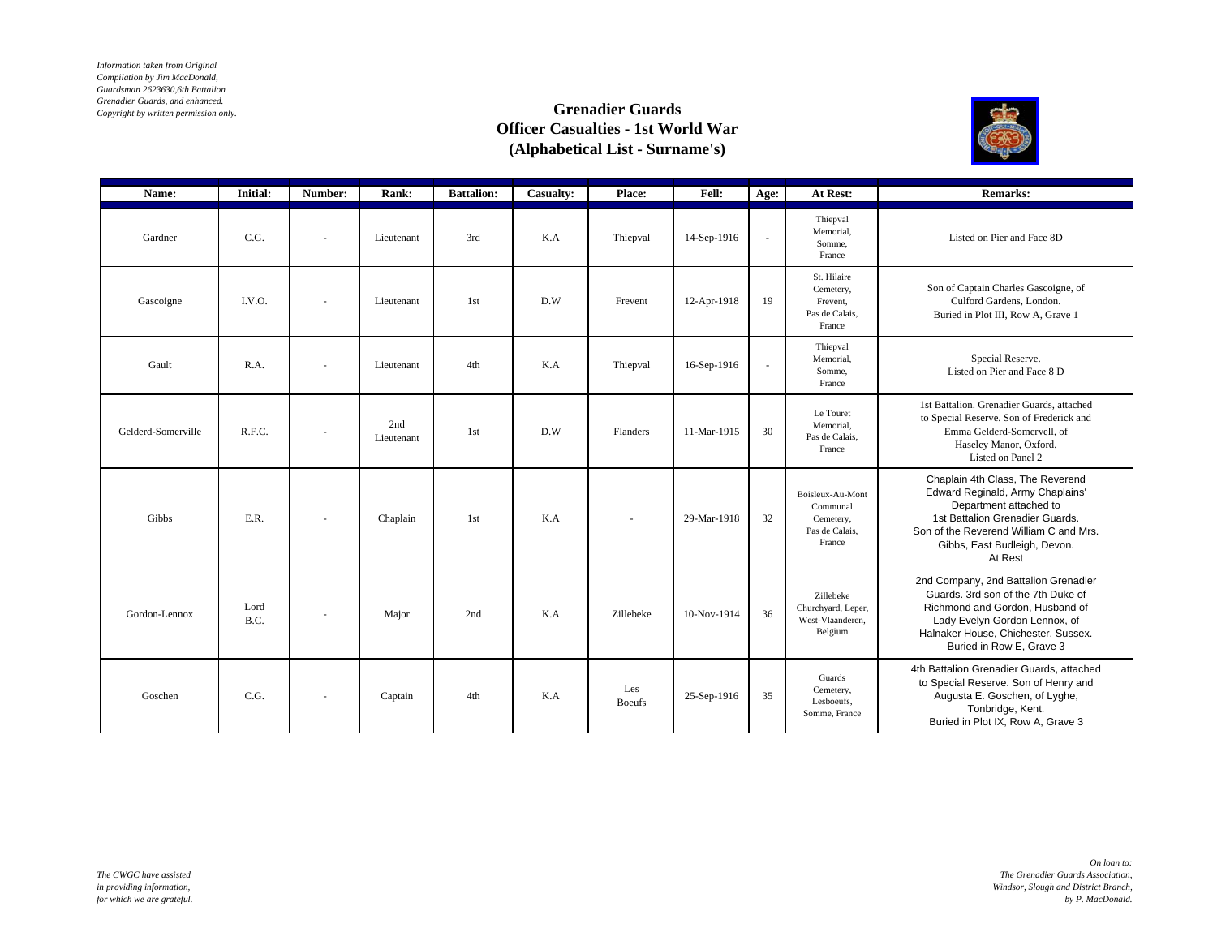*Information taken from Original Compilation by Jim MacDonald, Guardsman 2623630,6th Battalion Grenadier Guards, and enhanced. Copyright by written permission only.*

# Grenadier Guards
## Officer Casualties - 1st World War
## (Alphabetical List - Surname's)

| Name: | Initial: | Number: | Rank: | Battalion: | Casualty: | Place: | Fell: | Age: | At Rest: | Remarks: |
|---|---|---|---|---|---|---|---|---|---|---|
| Gardner | C.G. | - | Lieutenant | 3rd | K.A | Thiepval | 14-Sep-1916 | - | Thiepval Memorial, Somme, France | Listed on Pier and Face 8D |
| Gascoigne | I.V.O. | - | Lieutenant | 1st | D.W | Frevent | 12-Apr-1918 | 19 | St. Hilaire Cemetery, Frevent, Pas de Calais, France | Son of Captain Charles Gascoigne, of Culford Gardens, London. Buried in Plot III, Row A, Grave 1 |
| Gault | R.A. | - | Lieutenant | 4th | K.A | Thiepval | 16-Sep-1916 | - | Thiepval Memorial, Somme, France | Special Reserve. Listed on Pier and Face 8 D |
| Gelderd-Somerville | R.F.C. | - | 2nd Lieutenant | 1st | D.W | Flanders | 11-Mar-1915 | 30 | Le Touret Memorial, Pas de Calais, France | 1st Battalion. Grenadier Guards, attached to Special Reserve. Son of Frederick and Emma Gelderd-Somervell, of Haseley Manor, Oxford. Listed on Panel 2 |
| Gibbs | E.R. | - | Chaplain | 1st | K.A | - | 29-Mar-1918 | 32 | Boisleux-Au-Mont Communal Cemetery, Pas de Calais, France | Chaplain 4th Class, The Reverend Edward Reginald, Army Chaplains' Department attached to 1st Battalion Grenadier Guards. Son of the Reverend William C and Mrs. Gibbs, East Budleigh, Devon. At Rest |
| Gordon-Lennox | Lord B.C. | - | Major | 2nd | K.A | Zillebeke | 10-Nov-1914 | 36 | Zillebeke Churchyard, Leper, West-Vlaanderen, Belgium | 2nd Company, 2nd Battalion Grenadier Guards. 3rd son of the 7th Duke of Richmond and Gordon, Husband of Lady Evelyn Gordon Lennox, of Halnaker House, Chichester, Sussex. Buried in Row E, Grave 3 |
| Goschen | C.G. | - | Captain | 4th | K.A | Les Boeufs | 25-Sep-1916 | 35 | Guards Cemetery, Lesboeufs, Somme, France | 4th Battalion Grenadier Guards, attached to Special Reserve. Son of Henry and Augusta E. Goschen, of Lyghe, Tonbridge, Kent. Buried in Plot IX, Row A, Grave 3 |

*The CWGC have assisted in providing information, for which we are grateful.*

*On loan to: The Grenadier Guards Association, Windsor, Slough and District Branch, by P. MacDonald.*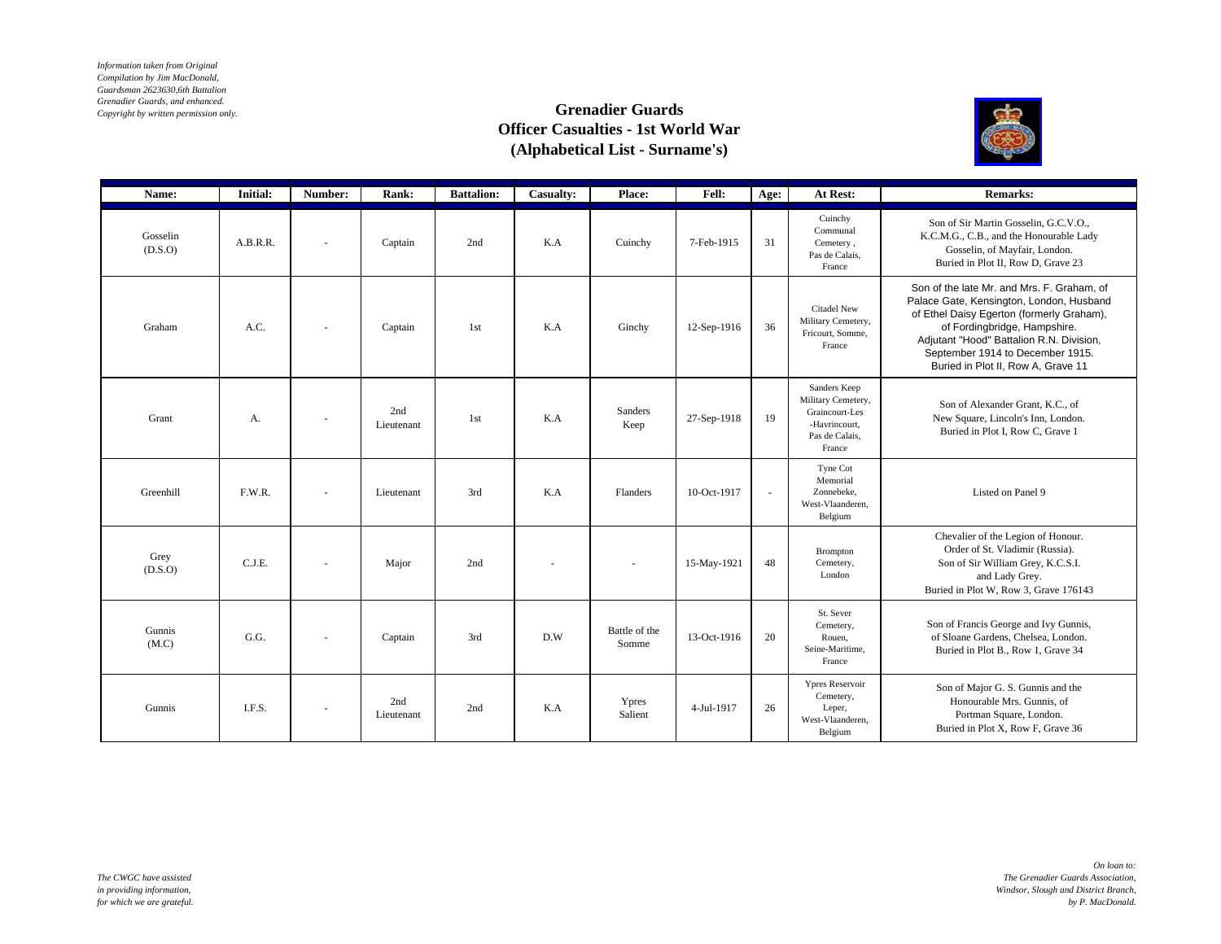*Information taken from Original Compilation by Jim MacDonald, Guardsman 2623630,6th Battalion Grenadier Guards, and enhanced. Copyright by written permission only.*

# Grenadier Guards
## Officer Casualties - 1st World War
## (Alphabetical List - Surname's)

| Name: | Initial: | Number: | Rank: | Battalion: | Casualty: | Place: | Fell: | Age: | At Rest: | Remarks: |
|---|---|---|---|---|---|---|---|---|---|---|
| Gosselin (D.S.O) | A.B.R.R. | - | Captain | 2nd | K.A | Cuinchy | 7-Feb-1915 | 31 | Cuinchy Communal Cemetery , Pas de Calais, France | Son of Sir Martin Gosselin, G.C.V.O., K.C.M.G., C.B., and the Honourable Lady Gosselin, of Mayfair, London. Buried in Plot II, Row D, Grave 23 |
| Graham | A.C. | - | Captain | 1st | K.A | Ginchy | 12-Sep-1916 | 36 | Citadel New Military Cemetery, Fricourt, Somme, France | Son of the late Mr. and Mrs. F. Graham, of Palace Gate, Kensington, London, Husband of Ethel Daisy Egerton (formerly Graham), of Fordingbridge, Hampshire. Adjutant "Hood" Battalion R.N. Division, September 1914 to December 1915. Buried in Plot II, Row A, Grave 11 |
| Grant | A. | - | 2nd Lieutenant | 1st | K.A | Sanders Keep | 27-Sep-1918 | 19 | Sanders Keep Military Cemetery, Graincourt-Les -Havrincourt, Pas de Calais, France | Son of Alexander Grant, K.C., of New Square, Lincoln's Inn, London. Buried in Plot I, Row C, Grave 1 |
| Greenhill | F.W.R. | - | Lieutenant | 3rd | K.A | Flanders | 10-Oct-1917 | - | Tyne Cot Memorial Zonnebeke, West-Vlaanderen, Belgium | Listed on Panel 9 |
| Grey (D.S.O) | C.J.E. | - | Major | 2nd | - | - | 15-May-1921 | 48 | Brompton Cemetery, London | Chevalier of the Legion of Honour. Order of St. Vladimir (Russia). Son of Sir William Grey, K.C.S.I. and Lady Grey. Buried in Plot W, Row 3, Grave 176143 |
| Gunnis (M.C) | G.G. | - | Captain | 3rd | D.W | Battle of the Somme | 13-Oct-1916 | 20 | St. Sever Cemetery, Rouen, Seine-Maritime, France | Son of Francis George and Ivy Gunnis, of Sloane Gardens, Chelsea, London. Buried in Plot B., Row 1, Grave 34 |
| Gunnis | I.F.S. | - | 2nd Lieutenant | 2nd | K.A | Ypres Salient | 4-Jul-1917 | 26 | Ypres Reservoir Cemetery, Leper, West-Vlaanderen, Belgium | Son of Major G. S. Gunnis and the Honourable Mrs. Gunnis, of Portman Square, London. Buried in Plot X, Row F, Grave 36 |

*The CWGC have assisted in providing information, for which we are grateful.*

*On loan to: The Grenadier Guards Association, Windsor, Slough and District Branch, by P. MacDonald.*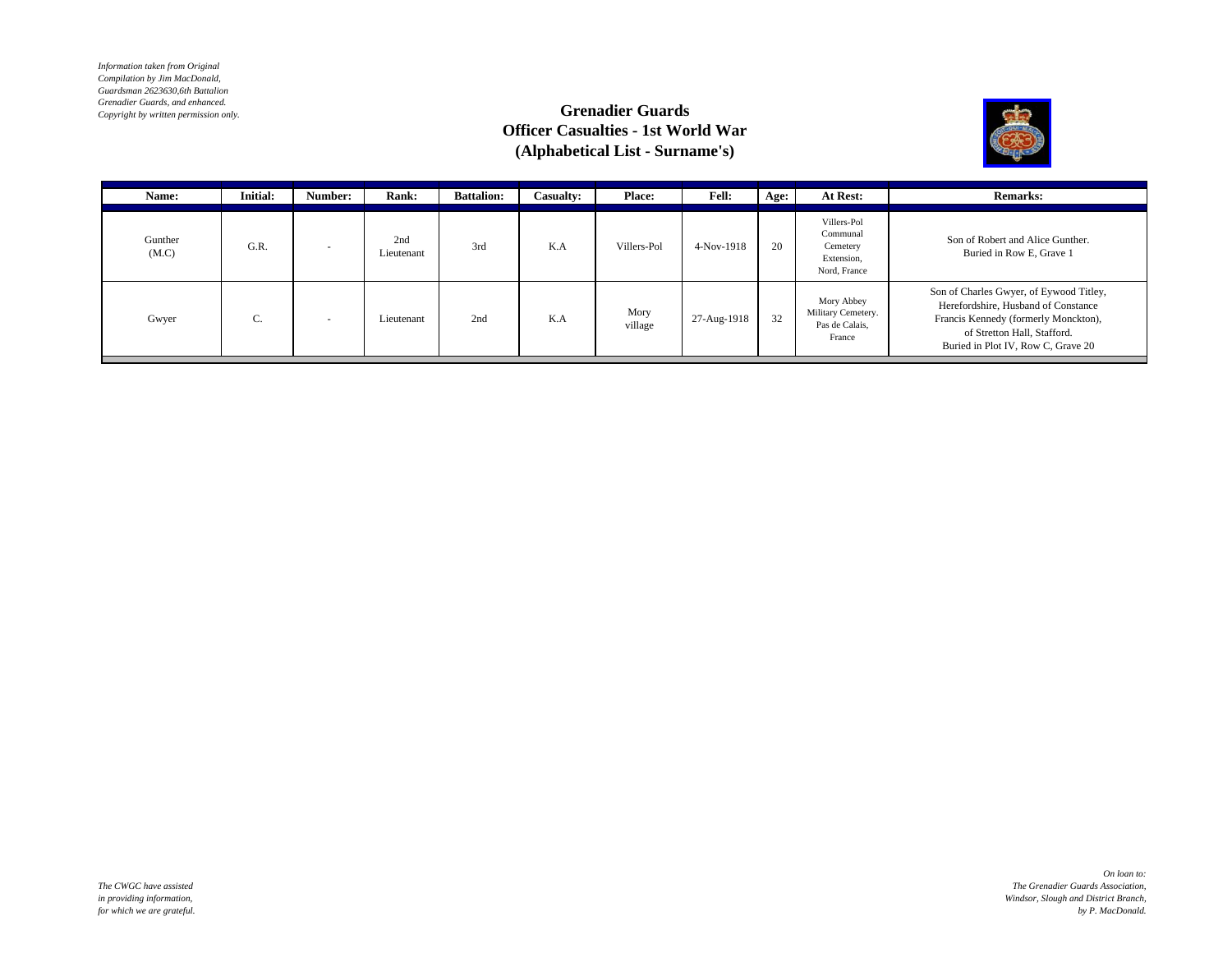*Information taken from Original Compilation by Jim MacDonald, Guardsman 2623630,6th Battalion Grenadier Guards, and enhanced. Copyright by written permission only.*

# Grenadier Guards
## Officer Casualties - 1st World War
## (Alphabetical List - Surname's)

| Name: | Initial: | Number: | Rank: | Battalion: | Casualty: | Place: | Fell: | Age: | At Rest: | Remarks: |
|---|---|---|---|---|---|---|---|---|---|---|
| Gunther (M.C) | G.R. | - | 2nd Lieutenant | 3rd | K.A | Villers-Pol | 4-Nov-1918 | 20 | Villers-Pol Communal Cemetery Extension, Nord, France | Son of Robert and Alice Gunther. Buried in Row E, Grave 1 |
| Gwyer | C. | - | Lieutenant | 2nd | K.A | Mory village | 27-Aug-1918 | 32 | Mory Abbey Military Cemetery. Pas de Calais, France | Son of Charles Gwyer, of Eywood Titley, Herefordshire, Husband of Constance Francis Kennedy (formerly Monckton), of Stretton Hall, Stafford. Buried in Plot IV, Row C, Grave 20 |

*The CWGC have assisted in providing information, for which we are grateful.*

*On loan to: The Grenadier Guards Association, Windsor, Slough and District Branch, by P. MacDonald.*